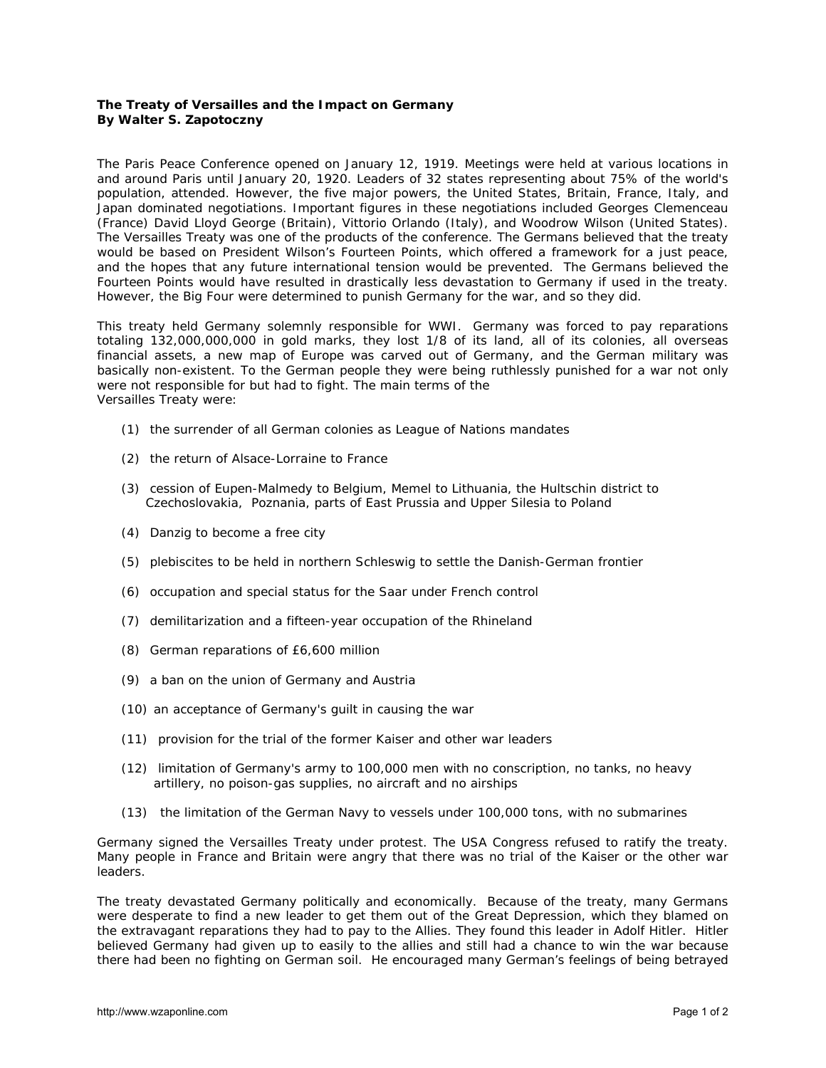**The Treaty of Versailles and the Impact on Germany**
**By Walter S. Zapotoczny**

The Paris Peace Conference opened on January 12, 1919. Meetings were held at various locations in and around Paris until January 20, 1920. Leaders of 32 states representing about 75% of the world's population, attended. However, the five major powers, the United States, Britain, France, Italy, and Japan dominated negotiations. Important figures in these negotiations included Georges Clemenceau (France) David Lloyd George (Britain), Vittorio Orlando (Italy), and Woodrow Wilson (United States). The Versailles Treaty was one of the products of the conference. The Germans believed that the treaty would be based on President Wilson's Fourteen Points, which offered a framework for a just peace, and the hopes that any future international tension would be prevented. The Germans believed the Fourteen Points would have resulted in drastically less devastation to Germany if used in the treaty. However, the Big Four were determined to punish Germany for the war, and so they did.

This treaty held Germany solemnly responsible for WWI. Germany was forced to pay reparations totaling 132,000,000,000 in gold marks, they lost 1/8 of its land, all of its colonies, all overseas financial assets, a new map of Europe was carved out of Germany, and the German military was basically non-existent. To the German people they were being ruthlessly punished for a war not only were not responsible for but had to fight. The main terms of the Versailles Treaty were:

(1) the surrender of all German colonies as League of Nations mandates

(2) the return of Alsace-Lorraine to France

(3) cession of Eupen-Malmedy to Belgium, Memel to Lithuania, the Hultschin district to Czechoslovakia, Poznania, parts of East Prussia and Upper Silesia to Poland

(4) Danzig to become a free city

(5) plebiscites to be held in northern Schleswig to settle the Danish-German frontier

(6) occupation and special status for the Saar under French control

(7) demilitarization and a fifteen-year occupation of the Rhineland

(8) German reparations of £6,600 million

(9) a ban on the union of Germany and Austria

(10) an acceptance of Germany's guilt in causing the war

(11) provision for the trial of the former Kaiser and other war leaders

(12) limitation of Germany's army to 100,000 men with no conscription, no tanks, no heavy artillery, no poison-gas supplies, no aircraft and no airships

(13) the limitation of the German Navy to vessels under 100,000 tons, with no submarines

Germany signed the Versailles Treaty under protest. The USA Congress refused to ratify the treaty. Many people in France and Britain were angry that there was no trial of the Kaiser or the other war leaders.

The treaty devastated Germany politically and economically. Because of the treaty, many Germans were desperate to find a new leader to get them out of the Great Depression, which they blamed on the extravagant reparations they had to pay to the Allies. They found this leader in Adolf Hitler. Hitler believed Germany had given up to easily to the allies and still had a chance to win the war because there had been no fighting on German soil. He encouraged many German's feelings of being betrayed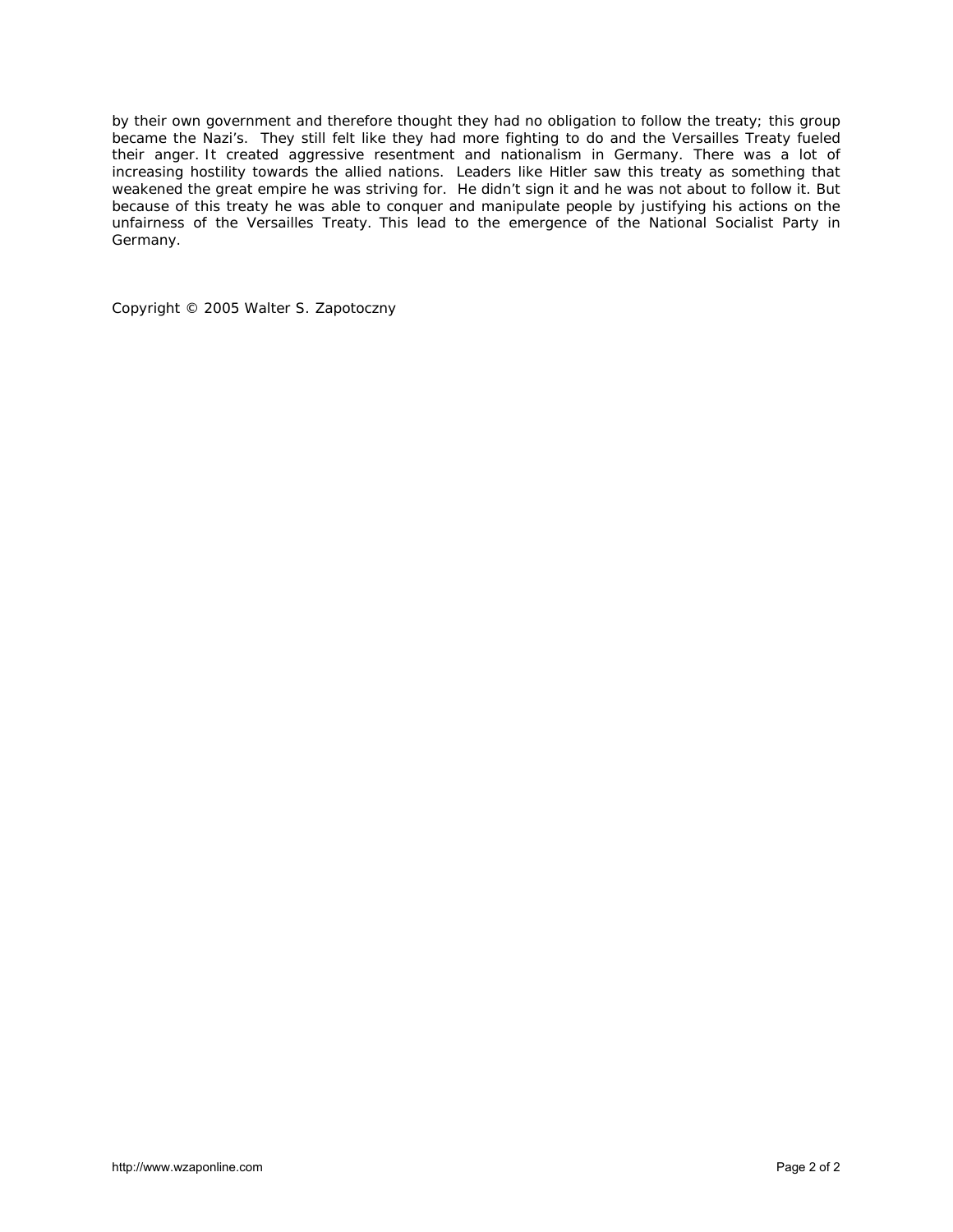by their own government and therefore thought they had no obligation to follow the treaty; this group became the Nazi's. They still felt like they had more fighting to do and the Versailles Treaty fueled their anger. It created aggressive resentment and nationalism in Germany. There was a lot of increasing hostility towards the allied nations. Leaders like Hitler saw this treaty as something that weakened the great empire he was striving for. He didn't sign it and he was not about to follow it. But because of this treaty he was able to conquer and manipulate people by justifying his actions on the unfairness of the Versailles Treaty. This lead to the emergence of the National Socialist Party in Germany.

Copyright © 2005 Walter S. Zapotoczny